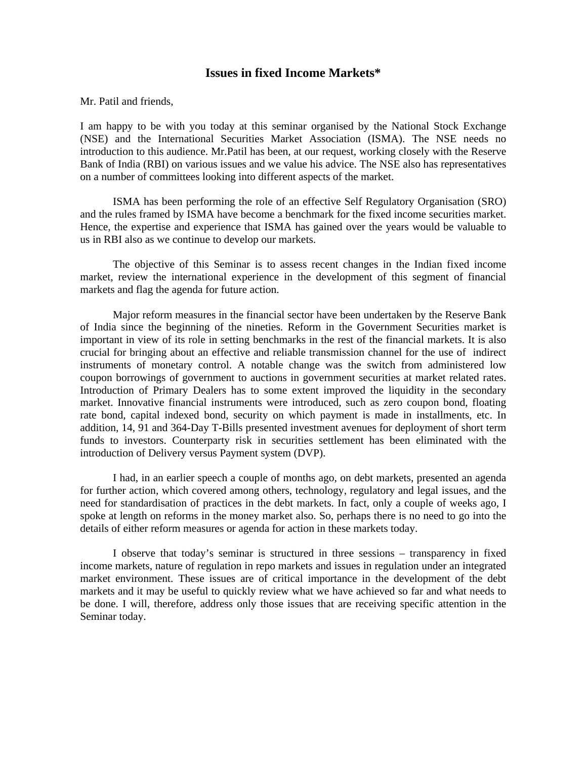# Issues in fixed Income Markets*

Mr. Patil and friends,

I am happy to be with you today at this seminar organised by the National Stock Exchange (NSE) and the International Securities Market Association (ISMA). The NSE needs no introduction to this audience. Mr.Patil has been, at our request, working closely with the Reserve Bank of India (RBI) on various issues and we value his advice. The NSE also has representatives on a number of committees looking into different aspects of the market.

ISMA has been performing the role of an effective Self Regulatory Organisation (SRO) and the rules framed by ISMA have become a benchmark for the fixed income securities market. Hence, the expertise and experience that ISMA has gained over the years would be valuable to us in RBI also as we continue to develop our markets.

The objective of this Seminar is to assess recent changes in the Indian fixed income market, review the international experience in the development of this segment of financial markets and flag the agenda for future action.

Major reform measures in the financial sector have been undertaken by the Reserve Bank of India since the beginning of the nineties. Reform in the Government Securities market is important in view of its role in setting benchmarks in the rest of the financial markets. It is also crucial for bringing about an effective and reliable transmission channel for the use of indirect instruments of monetary control. A notable change was the switch from administered low coupon borrowings of government to auctions in government securities at market related rates. Introduction of Primary Dealers has to some extent improved the liquidity in the secondary market. Innovative financial instruments were introduced, such as zero coupon bond, floating rate bond, capital indexed bond, security on which payment is made in installments, etc. In addition, 14, 91 and 364-Day T-Bills presented investment avenues for deployment of short term funds to investors. Counterparty risk in securities settlement has been eliminated with the introduction of Delivery versus Payment system (DVP).

I had, in an earlier speech a couple of months ago, on debt markets, presented an agenda for further action, which covered among others, technology, regulatory and legal issues, and the need for standardisation of practices in the debt markets. In fact, only a couple of weeks ago, I spoke at length on reforms in the money market also. So, perhaps there is no need to go into the details of either reform measures or agenda for action in these markets today.

I observe that today's seminar is structured in three sessions – transparency in fixed income markets, nature of regulation in repo markets and issues in regulation under an integrated market environment. These issues are of critical importance in the development of the debt markets and it may be useful to quickly review what we have achieved so far and what needs to be done. I will, therefore, address only those issues that are receiving specific attention in the Seminar today.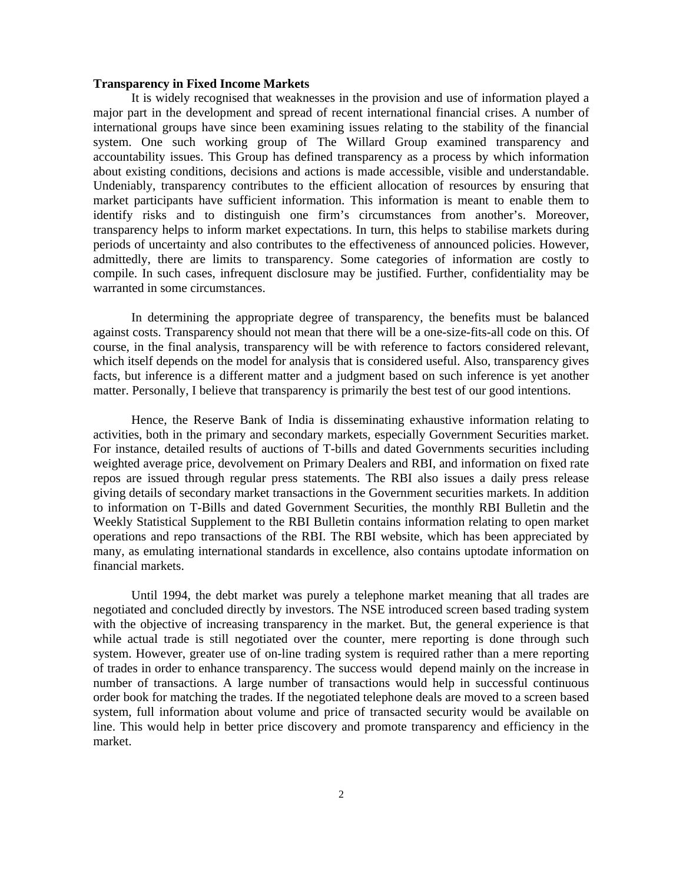**Transparency in Fixed Income Markets**

It is widely recognised that weaknesses in the provision and use of information played a major part in the development and spread of recent international financial crises. A number of international groups have since been examining issues relating to the stability of the financial system. One such working group of The Willard Group examined transparency and accountability issues. This Group has defined transparency as a process by which information about existing conditions, decisions and actions is made accessible, visible and understandable. Undeniably, transparency contributes to the efficient allocation of resources by ensuring that market participants have sufficient information. This information is meant to enable them to identify risks and to distinguish one firm's circumstances from another's. Moreover, transparency helps to inform market expectations. In turn, this helps to stabilise markets during periods of uncertainty and also contributes to the effectiveness of announced policies. However, admittedly, there are limits to transparency. Some categories of information are costly to compile. In such cases, infrequent disclosure may be justified. Further, confidentiality may be warranted in some circumstances.

In determining the appropriate degree of transparency, the benefits must be balanced against costs. Transparency should not mean that there will be a one-size-fits-all code on this. Of course, in the final analysis, transparency will be with reference to factors considered relevant, which itself depends on the model for analysis that is considered useful. Also, transparency gives facts, but inference is a different matter and a judgment based on such inference is yet another matter. Personally, I believe that transparency is primarily the best test of our good intentions.

Hence, the Reserve Bank of India is disseminating exhaustive information relating to activities, both in the primary and secondary markets, especially Government Securities market. For instance, detailed results of auctions of T-bills and dated Governments securities including weighted average price, devolvement on Primary Dealers and RBI, and information on fixed rate repos are issued through regular press statements. The RBI also issues a daily press release giving details of secondary market transactions in the Government securities markets. In addition to information on T-Bills and dated Government Securities, the monthly RBI Bulletin and the Weekly Statistical Supplement to the RBI Bulletin contains information relating to open market operations and repo transactions of the RBI. The RBI website, which has been appreciated by many, as emulating international standards in excellence, also contains uptodate information on financial markets.

Until 1994, the debt market was purely a telephone market meaning that all trades are negotiated and concluded directly by investors. The NSE introduced screen based trading system with the objective of increasing transparency in the market. But, the general experience is that while actual trade is still negotiated over the counter, mere reporting is done through such system. However, greater use of on-line trading system is required rather than a mere reporting of trades in order to enhance transparency. The success would depend mainly on the increase in number of transactions. A large number of transactions would help in successful continuous order book for matching the trades. If the negotiated telephone deals are moved to a screen based system, full information about volume and price of transacted security would be available on line. This would help in better price discovery and promote transparency and efficiency in the market.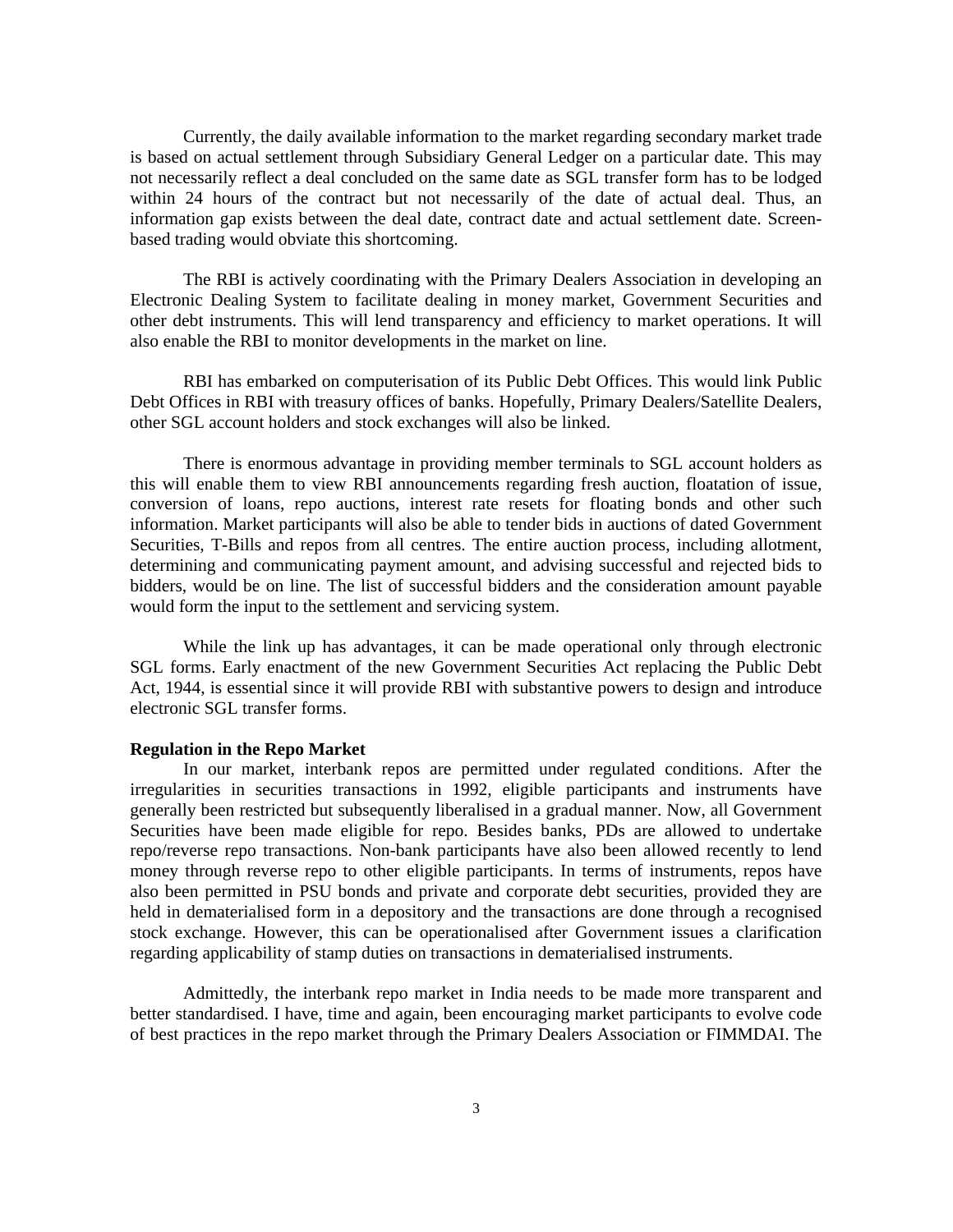Currently, the daily available information to the market regarding secondary market trade is based on actual settlement through Subsidiary General Ledger on a particular date. This may not necessarily reflect a deal concluded on the same date as SGL transfer form has to be lodged within 24 hours of the contract but not necessarily of the date of actual deal. Thus, an information gap exists between the deal date, contract date and actual settlement date. Screen-based trading would obviate this shortcoming.

The RBI is actively coordinating with the Primary Dealers Association in developing an Electronic Dealing System to facilitate dealing in money market, Government Securities and other debt instruments. This will lend transparency and efficiency to market operations. It will also enable the RBI to monitor developments in the market on line.

RBI has embarked on computerisation of its Public Debt Offices. This would link Public Debt Offices in RBI with treasury offices of banks. Hopefully, Primary Dealers/Satellite Dealers, other SGL account holders and stock exchanges will also be linked.

There is enormous advantage in providing member terminals to SGL account holders as this will enable them to view RBI announcements regarding fresh auction, floatation of issue, conversion of loans, repo auctions, interest rate resets for floating bonds and other such information. Market participants will also be able to tender bids in auctions of dated Government Securities, T-Bills and repos from all centres. The entire auction process, including allotment, determining and communicating payment amount, and advising successful and rejected bids to bidders, would be on line. The list of successful bidders and the consideration amount payable would form the input to the settlement and servicing system.

While the link up has advantages, it can be made operational only through electronic SGL forms. Early enactment of the new Government Securities Act replacing the Public Debt Act, 1944, is essential since it will provide RBI with substantive powers to design and introduce electronic SGL transfer forms.

**Regulation in the Repo Market**

In our market, interbank repos are permitted under regulated conditions. After the irregularities in securities transactions in 1992, eligible participants and instruments have generally been restricted but subsequently liberalised in a gradual manner. Now, all Government Securities have been made eligible for repo. Besides banks, PDs are allowed to undertake repo/reverse repo transactions. Non-bank participants have also been allowed recently to lend money through reverse repo to other eligible participants. In terms of instruments, repos have also been permitted in PSU bonds and private and corporate debt securities, provided they are held in dematerialised form in a depository and the transactions are done through a recognised stock exchange. However, this can be operationalised after Government issues a clarification regarding applicability of stamp duties on transactions in dematerialised instruments.

Admittedly, the interbank repo market in India needs to be made more transparent and better standardised. I have, time and again, been encouraging market participants to evolve code of best practices in the repo market through the Primary Dealers Association or FIMMDAI. The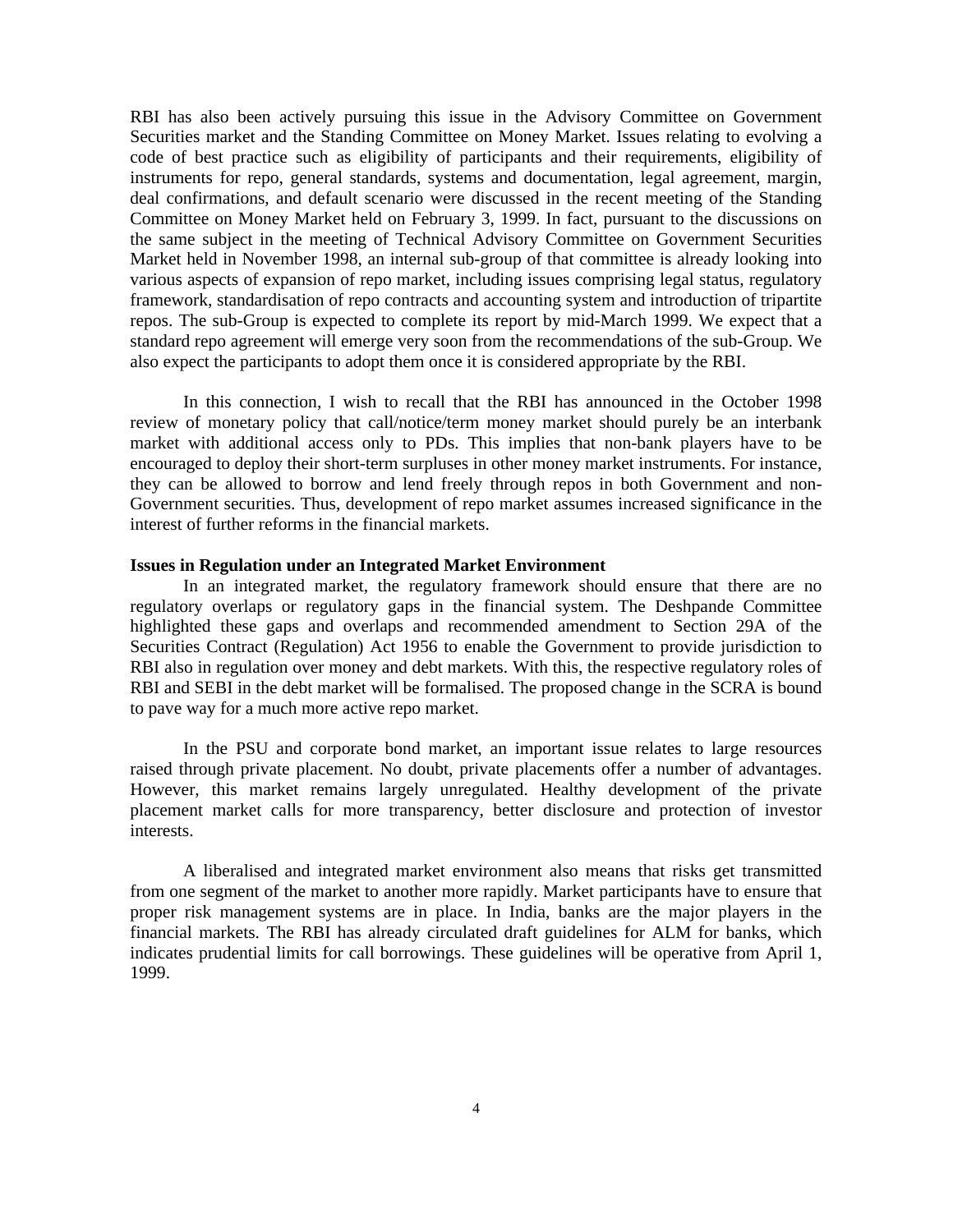RBI has also been actively pursuing this issue in the Advisory Committee on Government Securities market and the Standing Committee on Money Market. Issues relating to evolving a code of best practice such as eligibility of participants and their requirements, eligibility of instruments for repo, general standards, systems and documentation, legal agreement, margin, deal confirmations, and default scenario were discussed in the recent meeting of the Standing Committee on Money Market held on February 3, 1999. In fact, pursuant to the discussions on the same subject in the meeting of Technical Advisory Committee on Government Securities Market held in November 1998, an internal sub-group of that committee is already looking into various aspects of expansion of repo market, including issues comprising legal status, regulatory framework, standardisation of repo contracts and accounting system and introduction of tripartite repos. The sub-Group is expected to complete its report by mid-March 1999. We expect that a standard repo agreement will emerge very soon from the recommendations of the sub-Group. We also expect the participants to adopt them once it is considered appropriate by the RBI.

In this connection, I wish to recall that the RBI has announced in the October 1998 review of monetary policy that call/notice/term money market should purely be an interbank market with additional access only to PDs. This implies that non-bank players have to be encouraged to deploy their short-term surpluses in other money market instruments. For instance, they can be allowed to borrow and lend freely through repos in both Government and non-Government securities. Thus, development of repo market assumes increased significance in the interest of further reforms in the financial markets.

**Issues in Regulation under an Integrated Market Environment**

In an integrated market, the regulatory framework should ensure that there are no regulatory overlaps or regulatory gaps in the financial system. The Deshpande Committee highlighted these gaps and overlaps and recommended amendment to Section 29A of the Securities Contract (Regulation) Act 1956 to enable the Government to provide jurisdiction to RBI also in regulation over money and debt markets. With this, the respective regulatory roles of RBI and SEBI in the debt market will be formalised. The proposed change in the SCRA is bound to pave way for a much more active repo market.

In the PSU and corporate bond market, an important issue relates to large resources raised through private placement. No doubt, private placements offer a number of advantages. However, this market remains largely unregulated. Healthy development of the private placement market calls for more transparency, better disclosure and protection of investor interests.

A liberalised and integrated market environment also means that risks get transmitted from one segment of the market to another more rapidly. Market participants have to ensure that proper risk management systems are in place. In India, banks are the major players in the financial markets. The RBI has already circulated draft guidelines for ALM for banks, which indicates prudential limits for call borrowings. These guidelines will be operative from April 1, 1999.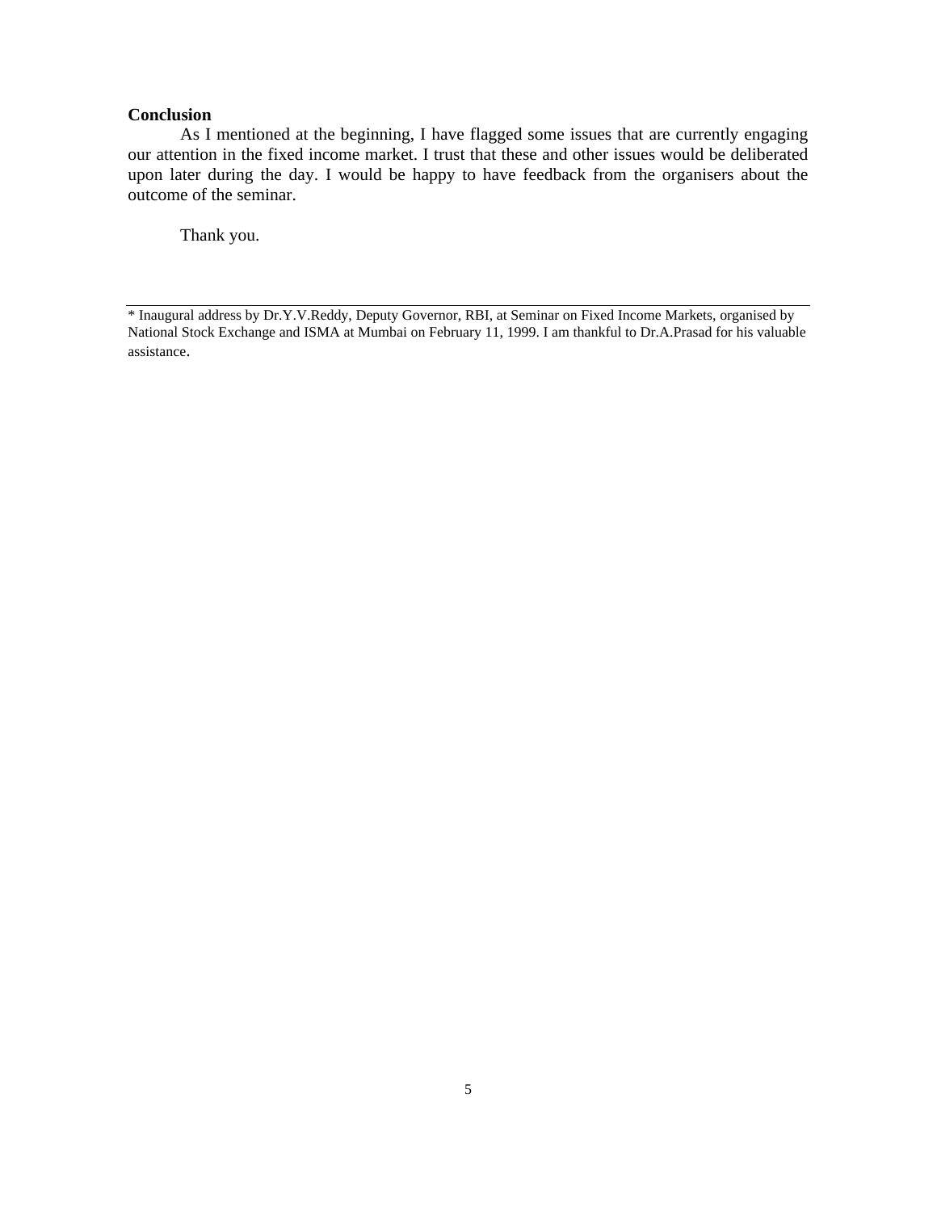**Conclusion**

As I mentioned at the beginning, I have flagged some issues that are currently engaging our attention in the fixed income market. I trust that these and other issues would be deliberated upon later during the day. I would be happy to have feedback from the organisers about the outcome of the seminar.

Thank you.

---

* Inaugural address by Dr.Y.V.Reddy, Deputy Governor, RBI, at Seminar on Fixed Income Markets, organised by National Stock Exchange and ISMA at Mumbai on February 11, 1999. I am thankful to Dr.A.Prasad for his valuable assistance.